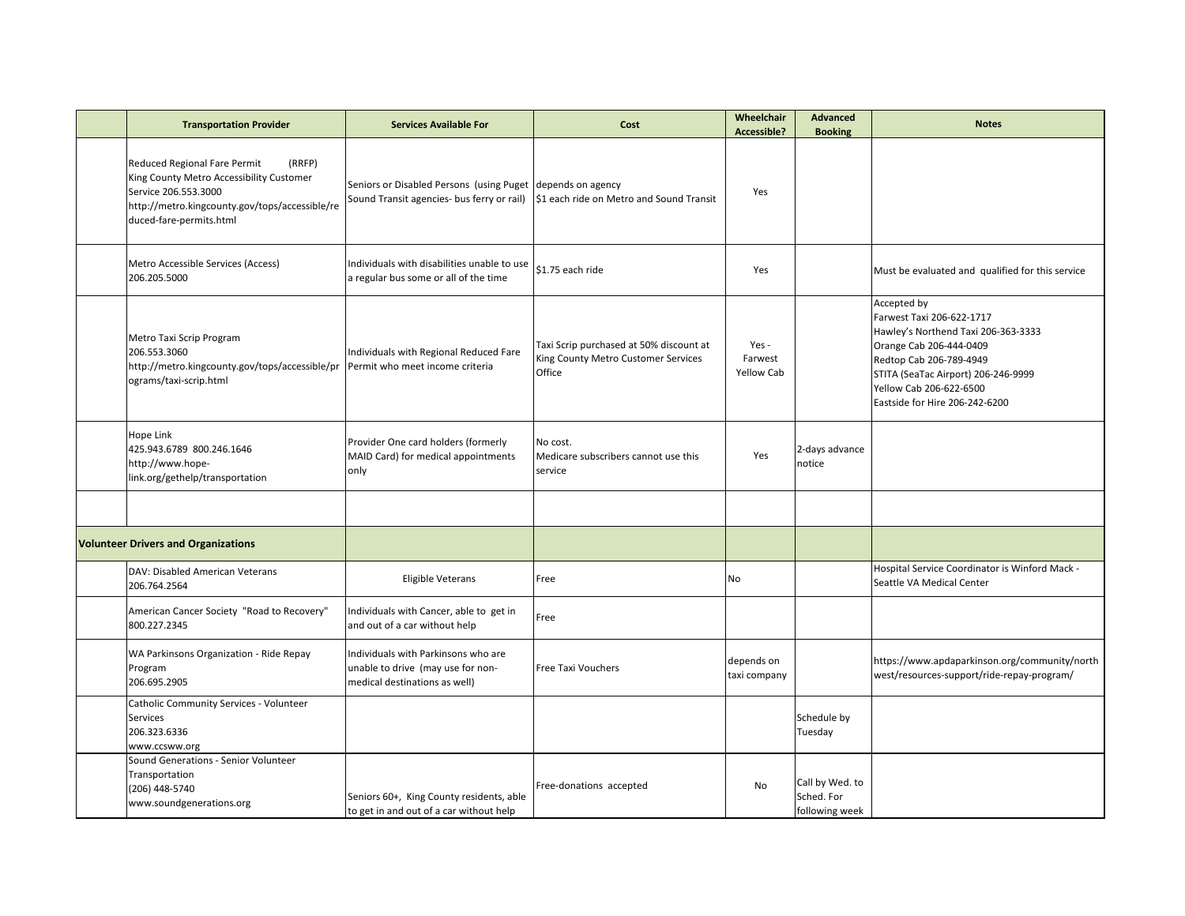| | Transportation Provider | Services Available For | Cost | Wheelchair Accessible? | Advanced Booking | Notes |
|---|---|---|---|---|---|---|
| | Reduced Regional Fare Permit (RRFP) King County Metro Accessibility Customer Service 206.553.3000 http://metro.kingcounty.gov/tops/accessible/reduced-fare-permits.html | Seniors or Disabled Persons (using Puget Sound Transit agencies- bus ferry or rail) | depends on agency \$1 each ride on Metro and Sound Transit | Yes | | |
| | Metro Accessible Services (Access) 206.205.5000 | Individuals with disabilities unable to use a regular bus some or all of the time | \$1.75 each ride | Yes | | Must be evaluated and qualified for this service |
| | Metro Taxi Scrip Program 206.553.3060 http://metro.kingcounty.gov/tops/accessible/programs/taxi-scrip.html | Individuals with Regional Reduced Fare Permit who meet income criteria | Taxi Scrip purchased at 50% discount at King County Metro Customer Services Office | Yes - Farwest Yellow Cab | | Accepted by Farwest Taxi 206-622-1717 Hawley's Northend Taxi 206-363-3333 Orange Cab 206-444-0409 Redtop Cab 206-789-4949 STITA (SeaTac Airport) 206-246-9999 Yellow Cab 206-622-6500 Eastside for Hire 206-242-6200 |
| | Hope Link 425.943.6789 800.246.1646 http://www.hope-link.org/gethelp/transportation | Provider One card holders (formerly MAID Card) for medical appointments only | No cost. Medicare subscribers cannot use this service | Yes | 2-days advance notice | |
| | | | | | | |
| **Volunteer Drivers and Organizations** | | | | | | |
| | DAV: Disabled American Veterans 206.764.2564 | Eligible Veterans | Free | No | | Hospital Service Coordinator is Winford Mack - Seattle VA Medical Center |
| | American Cancer Society "Road to Recovery" 800.227.2345 | Individuals with Cancer, able to get in and out of a car without help | Free | | | |
| | WA Parkinsons Organization - Ride Repay Program 206.695.2905 | Individuals with Parkinsons who are unable to drive (may use for non-medical destinations as well) | Free Taxi Vouchers | depends on taxi company | | https://www.apdaparkinson.org/community/northwest/resources-support/ride-repay-program/ |
| | Catholic Community Services - Volunteer Services 206.323.6336 www.ccsww.org | | | | Schedule by Tuesday | |
| | Sound Generations - Senior Volunteer Transportation (206) 448-5740 www.soundgenerations.org | Seniors 60+, King County residents, able to get in and out of a car without help | Free-donations accepted | No | Call by Wed. to Sched. For following week | |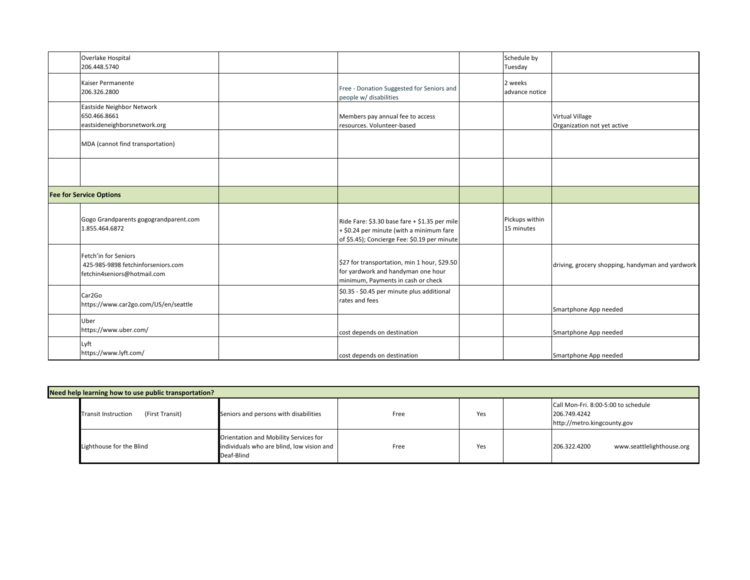| | | | | | | |
|---|---|---|---|---|---|---|
| | Overlake Hospital 206.448.5740 | | | | Schedule by Tuesday | |
| | Kaiser Permanente 206.326.2800 | | Free - Donation Suggested for Seniors and people w/ disabilities | | 2 weeks advance notice | |
| | Eastside Neighbor Network 650.466.8661 eastsideneighborsnetwork.org | | Members pay annual fee to access resources. Volunteer-based | | | Virtual Village Organization not yet active |
| | MDA (cannot find transportation) | | | | | |
| | | | | | | |
| **Fee for Service Options** | | | | | | |
| | Gogo Grandparents gogograndparent.com 1.855.464.6872 | | Ride Fare: $3.30 base fare + $1.35 per mile + $0.24 per minute (with a minimum fare of $5.45); Concierge Fee: $0.19 per minute | | Pickups within 15 minutes | |
| | Fetch'in for Seniors 425-985-9898 fetchinforseniors.com fetchin4seniors@hotmail.com | | $27 for transportation, min 1 hour, $29.50 for yardwork and handyman one hour minimum, Payments in cash or check | | | driving, grocery shopping, handyman and yardwork |
| | Car2Go https://www.car2go.com/US/en/seattle | | $0.35 - $0.45 per minute plus additional rates and fees | | | Smartphone App needed |
| | Uber https://www.uber.com/ | | cost depends on destination | | | Smartphone App needed |
| | Lyft https://www.lyft.com/ | | cost depends on destination | | | Smartphone App needed |

| | | | | | | |
|---|---|---|---|---|---|---|
| **Need help learning how to use public transportation?** | | | | | | |
| | Transit Instruction (First Transit) | Seniors and persons with disabilities | Free | Yes | | Call Mon-Fri. 8:00-5:00 to schedule 206.749.4242 http://metro.kingcounty.gov |
| | Lighthouse for the Blind | Orientation and Mobility Services for individuals who are blind, low vision and Deaf-Blind | Free | Yes | | 206.322.4200 www.seattlelighthouse.org |